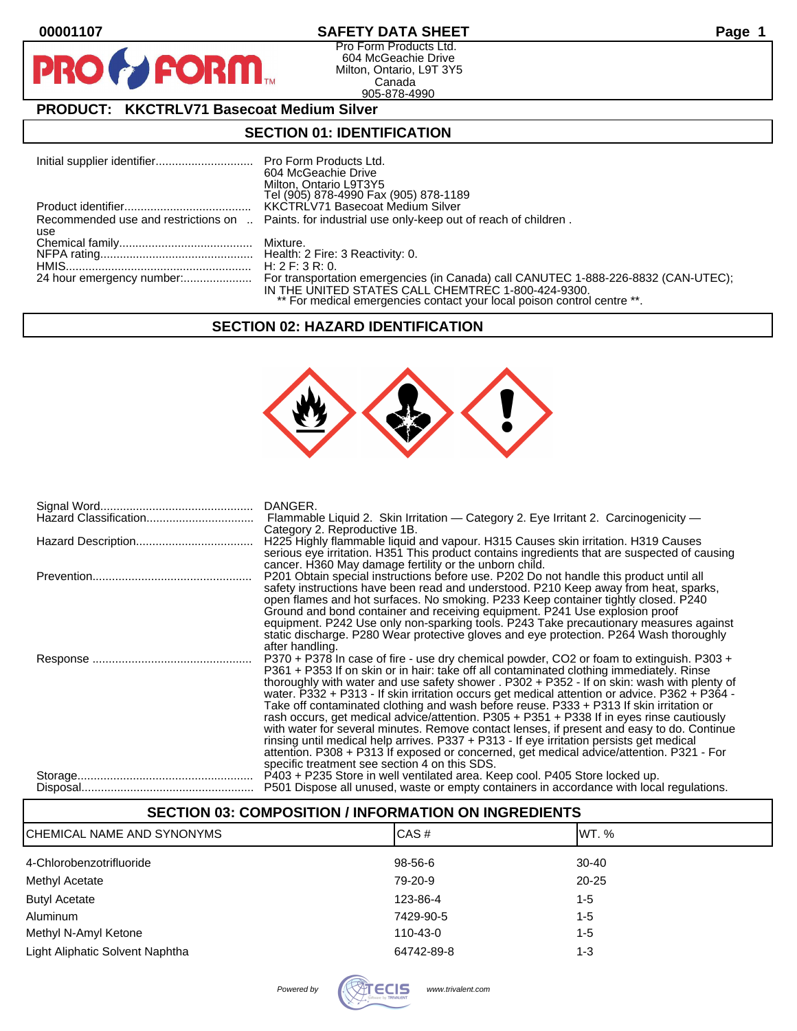00001107 **SAFETY DATA SHEET**

Pro Form Products Ltd.
604 McGeachie Drive
Milton, Ontario, L9T 3Y5
Canada
905-878-4990

## PRODUCT: KKCTRLV71 Basecoat Medium Silver

## SECTION 01: IDENTIFICATION

| | |
|---|---|
| Initial supplier identifier | Pro Form Products Ltd.<br>604 McGeachie Drive<br>Milton, Ontario L9T3Y5<br>Tel (905) 878-4990 Fax (905) 878-1189 |
| Product identifier | KKCTRLV71 Basecoat Medium Silver |
| Recommended use and restrictions on use | Paints. for industrial use only-keep out of reach of children . |
| Chemical family | Mixture. |
| NFPA rating | Health: 2 Fire: 3 Reactivity: 0. |
| HMIS | H: 2 F: 3 R: 0. |
| 24 hour emergency number: | For transportation emergencies (in Canada) call CANUTEC 1-888-226-8832 (CAN-UTEC); IN THE UNITED STATES CALL CHEMTREC 1-800-424-9300.<br>** For medical emergencies contact your local poison control centre **. |

## SECTION 02: HAZARD IDENTIFICATION

| | |
|---|---|
| Signal Word | DANGER. |
| Hazard Classification | Flammable Liquid 2. Skin Irritation — Category 2. Eye Irritant 2. Carcinogenicity — Category 2. Reproductive 1B. |
| Hazard Description | H225 Highly flammable liquid and vapour. H315 Causes skin irritation. H319 Causes serious eye irritation. H351 This product contains ingredients that are suspected of causing cancer. H360 May damage fertility or the unborn child. |
| Prevention | P201 Obtain special instructions before use. P202 Do not handle this product until all safety instructions have been read and understood. P210 Keep away from heat, sparks, open flames and hot surfaces. No smoking. P233 Keep container tightly closed. P240 Ground and bond container and receiving equipment. P241 Use explosion proof equipment. P242 Use only non-sparking tools. P243 Take precautionary measures against static discharge. P280 Wear protective gloves and eye protection. P264 Wash thoroughly after handling. |
| Response | P370 + P378 In case of fire - use dry chemical powder, CO2 or foam to extinguish. P303 + P361 + P353 If on skin or in hair: take off all contaminated clothing immediately. Rinse thoroughly with water and use safety shower . P302 + P352 - If on skin: wash with plenty of water. P332 + P313 - If skin irritation occurs get medical attention or advice. P362 + P364 - Take off contaminated clothing and wash before reuse. P333 + P313 If skin irritation or rash occurs, get medical advice/attention. P305 + P351 + P338 If in eyes rinse cautiously with water for several minutes. Remove contact lenses, if present and easy to do. Continue rinsing until medical help arrives. P337 + P313 - If eye irritation persists get medical attention. P308 + P313 If exposed or concerned, get medical advice/attention. P321 - For specific treatment see section 4 on this SDS. |
| Storage | P403 + P235 Store in well ventilated area. Keep cool. P405 Store locked up. |
| Disposal | P501 Dispose all unused, waste or empty containers in accordance with local regulations. |

## SECTION 03: COMPOSITION / INFORMATION ON INGREDIENTS

| CHEMICAL NAME AND SYNONYMS | CAS # | WT. % |
|---|---|---|
| 4-Chlorobenzotrifluoride | 98-56-6 | 30-40 |
| Methyl Acetate | 79-20-9 | 20-25 |
| Butyl Acetate | 123-86-4 | 1-5 |
| Aluminum | 7429-90-5 | 1-5 |
| Methyl N-Amyl Ketone | 110-43-0 | 1-5 |
| Light Aliphatic Solvent Naphtha | 64742-89-8 | 1-3 |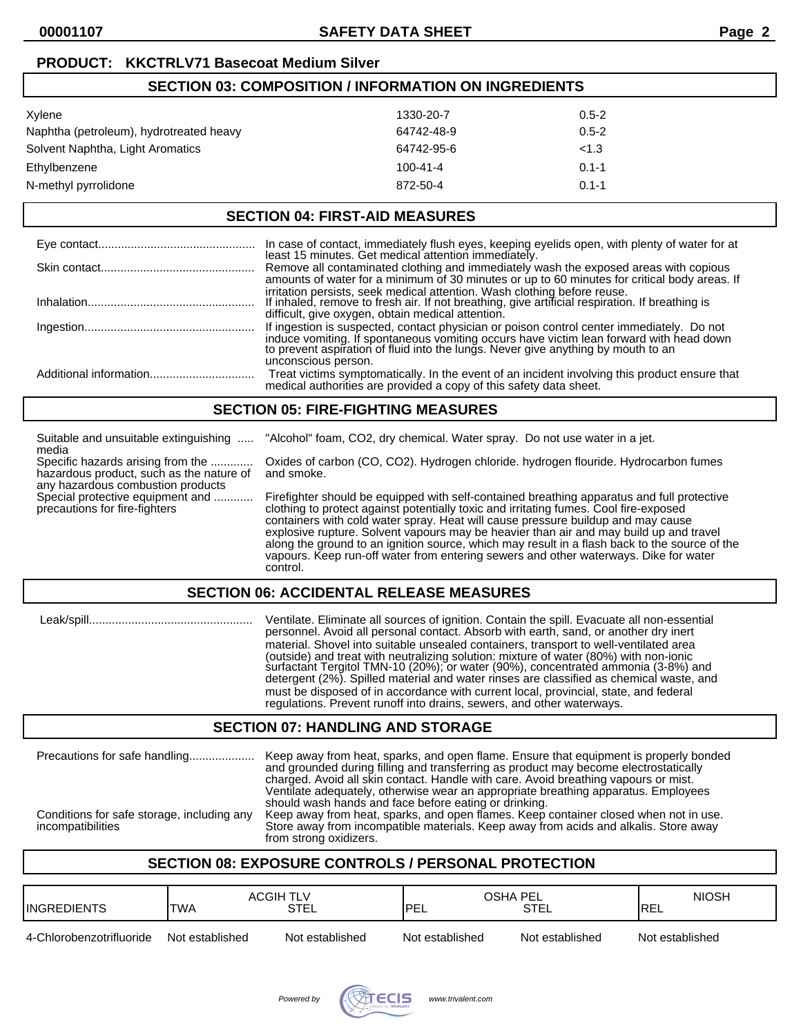**PRODUCT: KKCTRLV71 Basecoat Medium Silver**

## SECTION 03: COMPOSITION / INFORMATION ON INGREDIENTS

| | | |
|---|---|---|
| Xylene | 1330-20-7 | 0.5-2 |
| Naphtha (petroleum), hydrotreated heavy | 64742-48-9 | 0.5-2 |
| Solvent Naphtha, Light Aromatics | 64742-95-6 | <1.3 |
| Ethylbenzene | 100-41-4 | 0.1-1 |
| N-methyl pyrrolidone | 872-50-4 | 0.1-1 |

## SECTION 04: FIRST-AID MEASURES

**Eye contact**: In case of contact, immediately flush eyes, keeping eyelids open, with plenty of water for at least 15 minutes. Get medical attention immediately.

**Skin contact**: Remove all contaminated clothing and immediately wash the exposed areas with copious amounts of water for a minimum of 30 minutes or up to 60 minutes for critical body areas. If irritation persists, seek medical attention. Wash clothing before reuse.

**Inhalation**: If inhaled, remove to fresh air. If not breathing, give artificial respiration. If breathing is difficult, give oxygen, obtain medical attention.

**Ingestion**: If ingestion is suspected, contact physician or poison control center immediately. Do not induce vomiting. If spontaneous vomiting occurs have victim lean forward with head down to prevent aspiration of fluid into the lungs. Never give anything by mouth to an unconscious person.

**Additional information**: Treat victims symptomatically. In the event of an incident involving this product ensure that medical authorities are provided a copy of this safety data sheet.

## SECTION 05: FIRE-FIGHTING MEASURES

**Suitable and unsuitable extinguishing media**: "Alcohol" foam, CO2, dry chemical. Water spray. Do not use water in a jet.

**Specific hazards arising from the hazardous product, such as the nature of any hazardous combustion products**: Oxides of carbon (CO, CO2). Hydrogen chloride. hydrogen flouride. Hydrocarbon fumes and smoke.

**Special protective equipment and precautions for fire-fighters**: Firefighter should be equipped with self-contained breathing apparatus and full protective clothing to protect against potentially toxic and irritating fumes. Cool fire-exposed containers with cold water spray. Heat will cause pressure buildup and may cause explosive rupture. Solvent vapours may be heavier than air and may build up and travel along the ground to an ignition source, which may result in a flash back to the source of the vapours. Keep run-off water from entering sewers and other waterways. Dike for water control.

## SECTION 06: ACCIDENTAL RELEASE MEASURES

**Leak/spill**: Ventilate. Eliminate all sources of ignition. Contain the spill. Evacuate all non-essential personnel. Avoid all personal contact. Absorb with earth, sand, or another dry inert material. Shovel into suitable unsealed containers, transport to well-ventilated area (outside) and treat with neutralizing solution: mixture of water (80%) with non-ionic surfactant Tergitol TMN-10 (20%); or water (90%), concentrated ammonia (3-8%) and detergent (2%). Spilled material and water rinses are classified as chemical waste, and must be disposed of in accordance with current local, provincial, state, and federal regulations. Prevent runoff into drains, sewers, and other waterways.

## SECTION 07: HANDLING AND STORAGE

**Precautions for safe handling**: Keep away from heat, sparks, and open flame. Ensure that equipment is properly bonded and grounded during filling and transferring as product may become electrostatically charged. Avoid all skin contact. Handle with care. Avoid breathing vapours or mist. Ventilate adequately, otherwise wear an appropriate breathing apparatus. Employees should wash hands and face before eating or drinking.

**Conditions for safe storage, including any incompatibilities**: Keep away from heat, sparks, and open flames. Keep container closed when not in use. Store away from incompatible materials. Keep away from acids and alkalis. Store away from strong oxidizers.

## SECTION 08: EXPOSURE CONTROLS / PERSONAL PROTECTION

| INGREDIENTS | ACGIH TLV TWA | ACGIH TLV STEL | OSHA PEL PEL | OSHA PEL STEL | NIOSH REL |
|---|---|---|---|---|---|
| 4-Chlorobenzotrifluoride | Not established | Not established | Not established | Not established | Not established |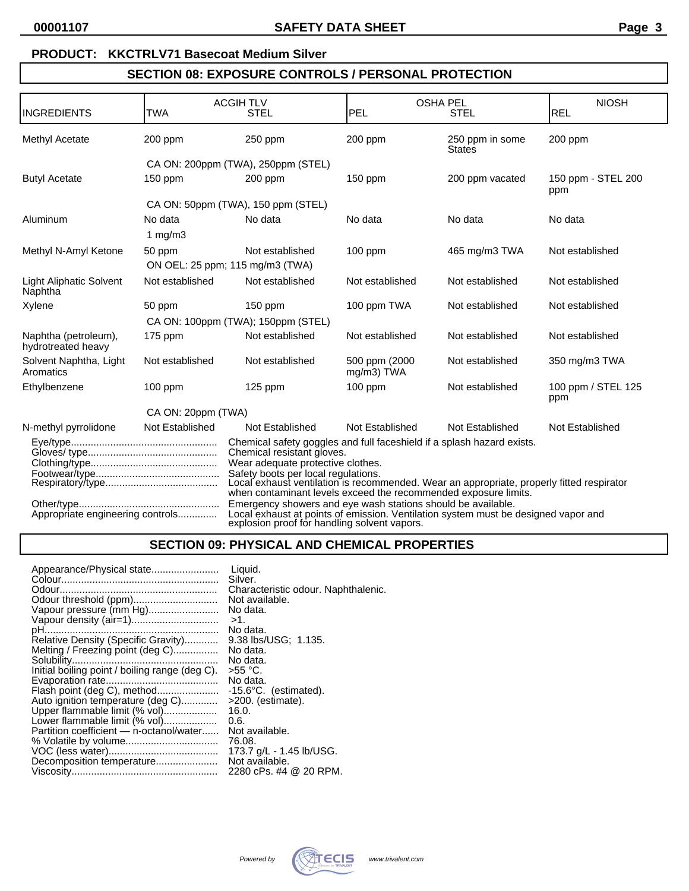**PRODUCT: KKCTRLV71 Basecoat Medium Silver**

## SECTION 08: EXPOSURE CONTROLS / PERSONAL PROTECTION

| INGREDIENTS | ACGIH TLV TWA | ACGIH TLV STEL | OSHA PEL PEL | OSHA PEL STEL | NIOSH REL |
|---|---|---|---|---|---|
| Methyl Acetate | 200 ppm | 250 ppm | 200 ppm | 250 ppm in some States | 200 ppm |
| | CA ON: 200ppm (TWA), 250ppm (STEL) | | | | |
| Butyl Acetate | 150 ppm | 200 ppm | 150 ppm | 200 ppm vacated | 150 ppm - STEL 200 ppm |
| | CA ON: 50ppm (TWA), 150 ppm (STEL) | | | | |
| Aluminum | No data | No data | No data | No data | No data |
| | 1 mg/m3 | | | | |
| Methyl N-Amyl Ketone | 50 ppm | Not established | 100 ppm | 465 mg/m3 TWA | Not established |
| | ON OEL: 25 ppm; 115 mg/m3 (TWA) | | | | |
| Light Aliphatic Solvent Naphtha | Not established | Not established | Not established | Not established | Not established |
| Xylene | 50 ppm | 150 ppm | 100 ppm TWA | Not established | Not established |
| | CA ON: 100ppm (TWA); 150ppm (STEL) | | | | |
| Naphtha (petroleum), hydrotreated heavy | 175 ppm | Not established | Not established | Not established | Not established |
| Solvent Naphtha, Light Aromatics | Not established | Not established | 500 ppm (2000 mg/m3) TWA | Not established | 350 mg/m3 TWA |
| Ethylbenzene | 100 ppm | 125 ppm | 100 ppm | Not established | 100 ppm / STEL 125 ppm |
| | CA ON: 20ppm (TWA) | | | | |
| N-methyl pyrrolidone | Not Established | Not Established | Not Established | Not Established | Not Established |

Eye/type.................................................... Chemical safety goggles and full faceshield if a splash hazard exists.
Gloves/ type.............................................. Chemical resistant gloves.
Clothing/type............................................. Wear adequate protective clothes.
Footwear/type............................................ Safety boots per local regulations.
Respiratory/type........................................ Local exhaust ventilation is recommended. Wear an appropriate, properly fitted respirator when contaminant levels exceed the recommended exposure limits.
Other/type.................................................. Emergency showers and eye wash stations should be available.
Appropriate engineering controls.............. Local exhaust at points of emission. Ventilation system must be designed vapor and explosion proof for handling solvent vapors.

## SECTION 09: PHYSICAL AND CHEMICAL PROPERTIES

Appearance/Physical state........................ Liquid.
Colour........................................................ Silver.
Odour........................................................ Characteristic odour. Naphthalenic.
Odour threshold (ppm).............................. Not available.
Vapour pressure (mm Hg)......................... No data.
Vapour density (air=1)............................... >1.
pH.............................................................. No data.
Relative Density (Specific Gravity)............ 9.38 lbs/USG; 1.135.
Melting / Freezing point (deg C)................ No data.
Solubility.................................................... No data.
Initial boiling point / boiling range (deg C). >55 °C.
Evaporation rate........................................ No data.
Flash point (deg C), method...................... -15.6°C. (estimated).
Auto ignition temperature (deg C)............. >200. (estimate).
Upper flammable limit (% vol)................... 16.0.
Lower flammable limit (% vol)................... 0.6.
Partition coefficient — n-octanol/water...... Not available.
% Volatile by volume................................. 76.08.
VOC (less water)....................................... 173.7 g/L - 1.45 lb/USG.
Decomposition temperature...................... Not available.
Viscosity.................................................... 2280 cPs. #4 @ 20 RPM.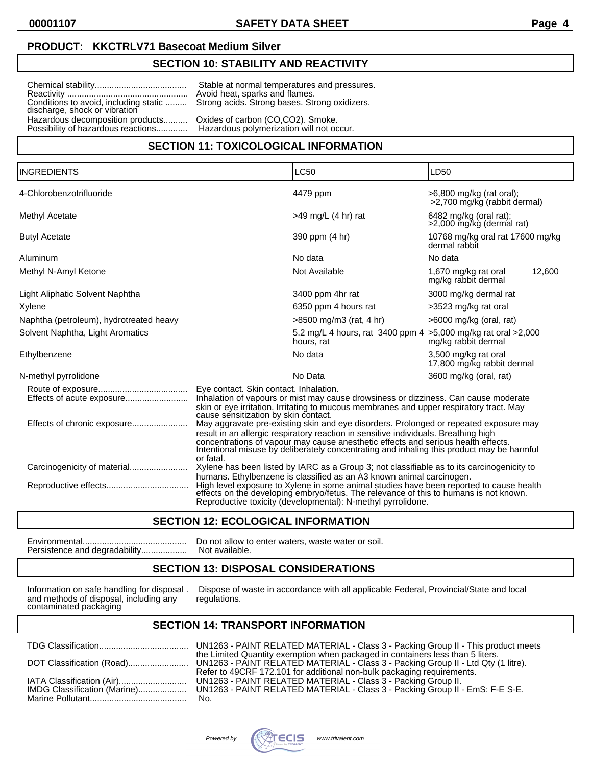**PRODUCT: KKCTRLV71 Basecoat Medium Silver**

## SECTION 10: STABILITY AND REACTIVITY

Chemical stability...................................... Stable at normal temperatures and pressures.
Reactivity ................................................. Avoid heat, sparks and flames.
Conditions to avoid, including static discharge, shock or vibration ......... Strong acids. Strong bases. Strong oxidizers.
Hazardous decomposition products.......... Oxides of carbon (CO,CO2). Smoke.
Possibility of hazardous reactions............. Hazardous polymerization will not occur.

## SECTION 11: TOXICOLOGICAL INFORMATION

| INGREDIENTS | LC50 | LD50 |
|---|---|---|
| 4-Chlorobenzotrifluoride | 4479 ppm | >6,800 mg/kg (rat oral); >2,700 mg/kg (rabbit dermal) |
| Methyl Acetate | >49 mg/L (4 hr) rat | 6482 mg/kg (oral rat); >2,000 mg/kg (dermal rat) |
| Butyl Acetate | 390 ppm (4 hr) | 10768 mg/kg oral rat 17600 mg/kg dermal rabbit |
| Aluminum | No data | No data |
| Methyl N-Amyl Ketone | Not Available | 1,670 mg/kg rat oral 12,600 mg/kg rabbit dermal |
| Light Aliphatic Solvent Naphtha | 3400 ppm 4hr rat | 3000 mg/kg dermal rat |
| Xylene | 6350 ppm 4 hours rat | >3523 mg/kg rat oral |
| Naphtha (petroleum), hydrotreated heavy | >8500 mg/m3 (rat, 4 hr) | >6000 mg/kg (oral, rat) |
| Solvent Naphtha, Light Aromatics | 5.2 mg/L 4 hours, rat 3400 ppm 4 hours, rat | >5,000 mg/kg rat oral >2,000 mg/kg rabbit dermal |
| Ethylbenzene | No data | 3,500 mg/kg rat oral 17,800 mg/kg rabbit dermal |
| N-methyl pyrrolidone | No Data | 3600 mg/kg (oral, rat) |

Route of exposure.................................... Eye contact. Skin contact. Inhalation.
Effects of acute exposure.......................... Inhalation of vapours or mist may cause drowsiness or dizziness. Can cause moderate skin or eye irritation. Irritating to mucous membranes and upper respiratory tract. May cause sensitization by skin contact.
Effects of chronic exposure....................... May aggravate pre-existing skin and eye disorders. Prolonged or repeated exposure may result in an allergic respiratory reaction in sensitive individuals. Breathing high concentrations of vapour may cause anesthetic effects and serious health effects. Intentional misuse by deliberately concentrating and inhaling this product may be harmful or fatal.
Carcinogenicity of material........................ Xylene has been listed by IARC as a Group 3; not classifiable as to its carcinogenicity to humans. Ethylbenzene is classified as an A3 known animal carcinogen.
Reproductive effects................................. High level exposure to Xylene in some animal studies have been reported to cause health effects on the developing embryo/fetus. The relevance of this to humans is not known. Reproductive toxicity (developmental): N-methyl pyrrolidone.

## SECTION 12: ECOLOGICAL INFORMATION

Environmental........................................... Do not allow to enter waters, waste water or soil.
Persistence and degradability................... Not available.

## SECTION 13: DISPOSAL CONSIDERATIONS

Information on safe handling for disposal and methods of disposal, including any contaminated packaging . Dispose of waste in accordance with all applicable Federal, Provincial/State and local regulations.

## SECTION 14: TRANSPORT INFORMATION

TDG Classification..................................... UN1263 - PAINT RELATED MATERIAL - Class 3 - Packing Group II - This product meets the Limited Quantity exemption when packaged in containers less than 5 liters.
DOT Classification (Road)......................... UN1263 - PAINT RELATED MATERIAL - Class 3 - Packing Group II - Ltd Qty (1 litre). Refer to 49CRF 172.101 for additional non-bulk packaging requirements.
IATA Classification (Air)............................ UN1263 - PAINT RELATED MATERIAL - Class 3 - Packing Group II.
IMDG Classification (Marine).................... UN1263 - PAINT RELATED MATERIAL - Class 3 - Packing Group II - EmS: F-E S-E.
Marine Pollutant........................................ No.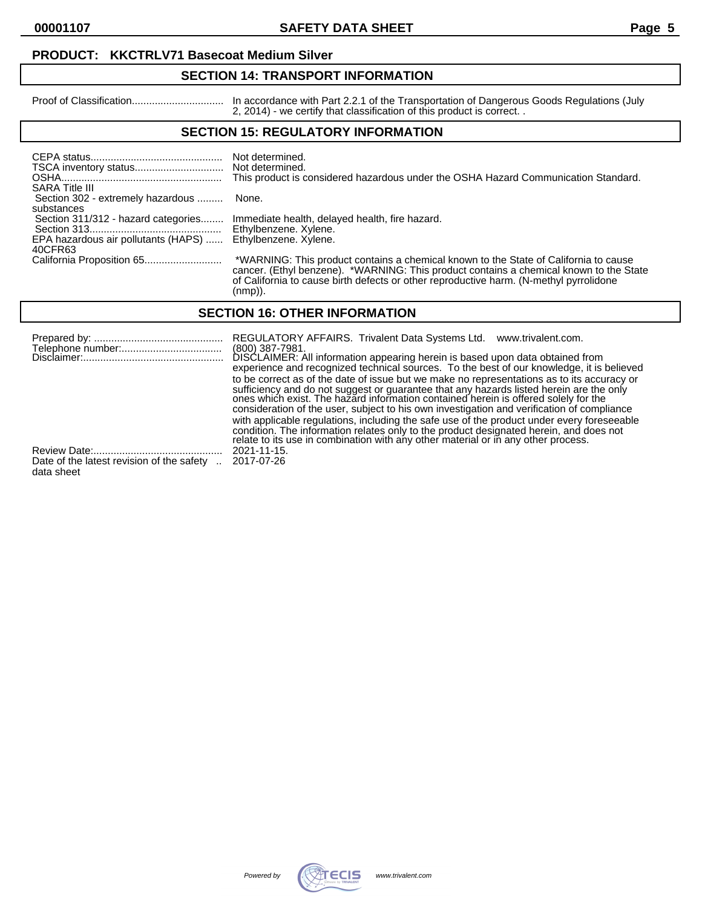**PRODUCT: KKCTRLV71 Basecoat Medium Silver**

## SECTION 14: TRANSPORT INFORMATION

| | |
|---|---|
| Proof of Classification................................ | In accordance with Part 2.2.1 of the Transportation of Dangerous Goods Regulations (July 2, 2014) - we certify that classification of this product is correct. . |

## SECTION 15: REGULATORY INFORMATION

| | |
|---|---|
| CEPA status.............................................. | Not determined. |
| TSCA inventory status............................... | Not determined. |
| OSHA........................................................ | This product is considered hazardous under the OSHA Hazard Communication Standard. |
| SARA Title III | |
| Section 302 - extremely hazardous ......... substances | None. |
| Section 311/312 - hazard categories........ | Immediate health, delayed health, fire hazard. |
| Section 313............................................. | Ethylbenzene. Xylene. |
| EPA hazardous air pollutants (HAPS) ...... 40CFR63 | Ethylbenzene. Xylene. |
| California Proposition 65........................... | *WARNING: This product contains a chemical known to the State of California to cause cancer. (Ethyl benzene). *WARNING: This product contains a chemical known to the State of California to cause birth defects or other reproductive harm. (N-methyl pyrrolidone (nmp)). |

## SECTION 16: OTHER INFORMATION

| | |
|---|---|
| Prepared by: ............................................ | REGULATORY AFFAIRS. Trivalent Data Systems Ltd. www.trivalent.com. |
| Telephone number:................................... | (800) 387-7981. |
| Disclaimer:................................................ | DISCLAIMER: All information appearing herein is based upon data obtained from experience and recognized technical sources. To the best of our knowledge, it is believed to be correct as of the date of issue but we make no representations as to its accuracy or sufficiency and do not suggest or guarantee that any hazards listed herein are the only ones which exist. The hazard information contained herein is offered solely for the consideration of the user, subject to his own investigation and verification of compliance with applicable regulations, including the safe use of the product under every foreseeable condition. The information relates only to the product designated herein, and does not relate to its use in combination with any other material or in any other process. |
| Review Date:............................................ | 2021-11-15. |
| Date of the latest revision of the safety .. data sheet | 2017-07-26 |